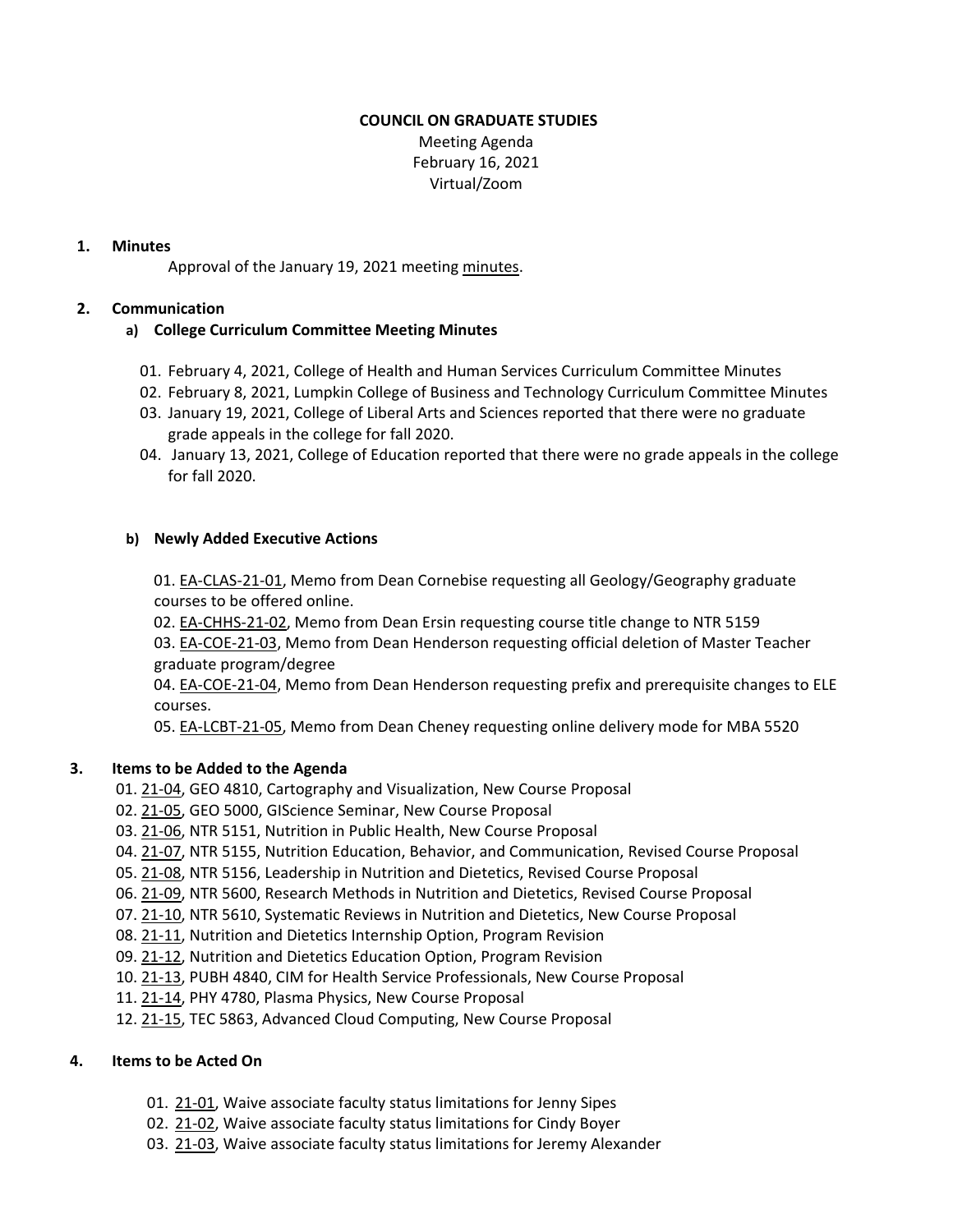**COUNCIL ON GRADUATE STUDIES**

Meeting Agenda
February 16, 2021
Virtual/Zoom

**1. Minutes**

Approval of the January 19, 2021 meeting minutes.

**2. Communication**

**a) College Curriculum Committee Meeting Minutes**

01. February 4, 2021, College of Health and Human Services Curriculum Committee Minutes
02. February 8, 2021, Lumpkin College of Business and Technology Curriculum Committee Minutes
03. January 19, 2021, College of Liberal Arts and Sciences reported that there were no graduate grade appeals in the college for fall 2020.
04. January 13, 2021, College of Education reported that there were no grade appeals in the college for fall 2020.

**b) Newly Added Executive Actions**

01. EA-CLAS-21-01, Memo from Dean Cornebise requesting all Geology/Geography graduate courses to be offered online.
02. EA-CHHS-21-02, Memo from Dean Ersin requesting course title change to NTR 5159
03. EA-COE-21-03, Memo from Dean Henderson requesting official deletion of Master Teacher graduate program/degree
04. EA-COE-21-04, Memo from Dean Henderson requesting prefix and prerequisite changes to ELE courses.
05. EA-LCBT-21-05, Memo from Dean Cheney requesting online delivery mode for MBA 5520

**3. Items to be Added to the Agenda**

01. 21-04, GEO 4810, Cartography and Visualization, New Course Proposal
02. 21-05, GEO 5000, GIScience Seminar, New Course Proposal
03. 21-06, NTR 5151, Nutrition in Public Health, New Course Proposal
04. 21-07, NTR 5155, Nutrition Education, Behavior, and Communication, Revised Course Proposal
05. 21-08, NTR 5156, Leadership in Nutrition and Dietetics, Revised Course Proposal
06. 21-09, NTR 5600, Research Methods in Nutrition and Dietetics, Revised Course Proposal
07. 21-10, NTR 5610, Systematic Reviews in Nutrition and Dietetics, New Course Proposal
08. 21-11, Nutrition and Dietetics Internship Option, Program Revision
09. 21-12, Nutrition and Dietetics Education Option, Program Revision
10. 21-13, PUBH 4840, CIM for Health Service Professionals, New Course Proposal
11. 21-14, PHY 4780, Plasma Physics, New Course Proposal
12. 21-15, TEC 5863, Advanced Cloud Computing, New Course Proposal

**4. Items to be Acted On**

01. 21-01, Waive associate faculty status limitations for Jenny Sipes
02. 21-02, Waive associate faculty status limitations for Cindy Boyer
03. 21-03, Waive associate faculty status limitations for Jeremy Alexander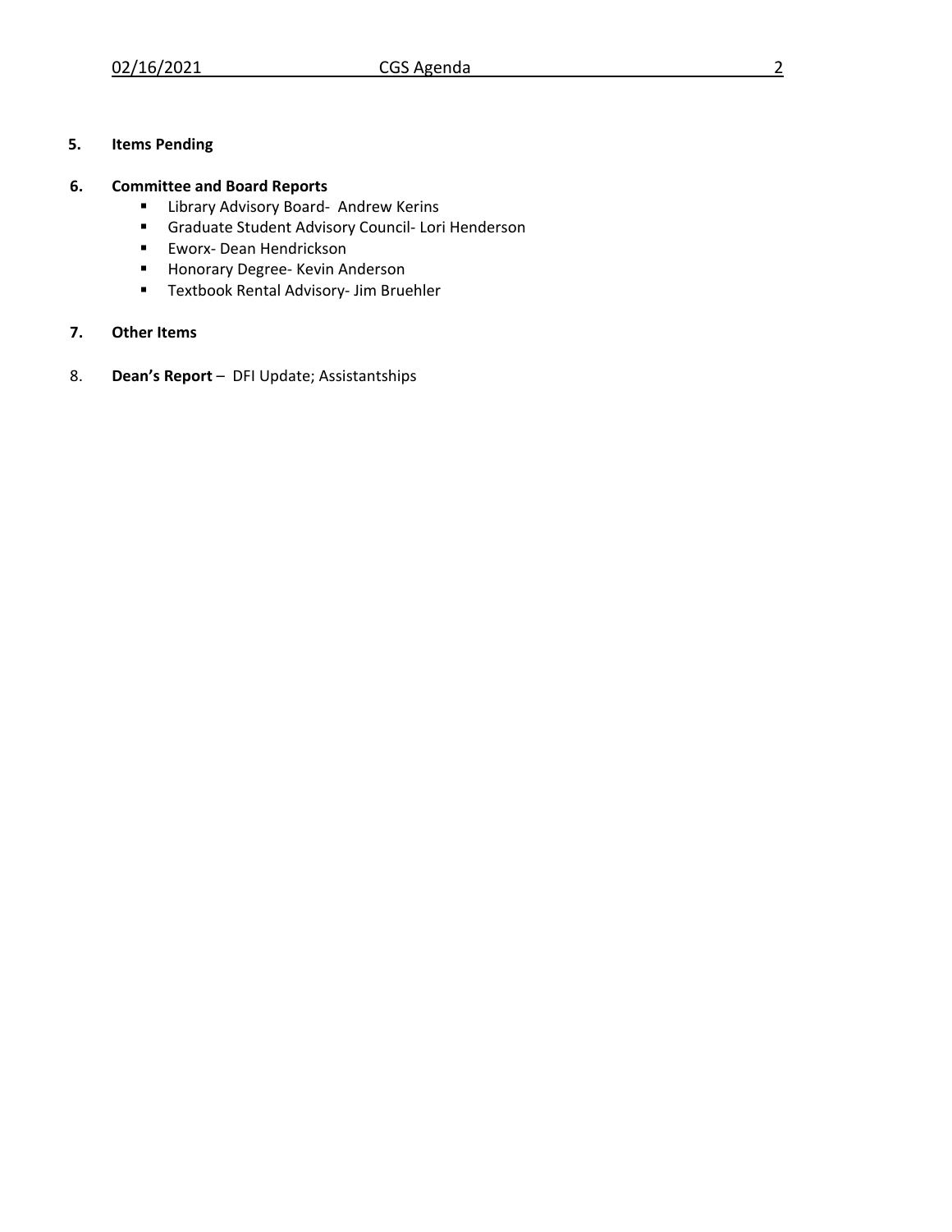**5. Items Pending**

**6. Committee and Board Reports**

- Library Advisory Board- Andrew Kerins
- Graduate Student Advisory Council- Lori Henderson
- Eworx- Dean Hendrickson
- Honorary Degree- Kevin Anderson
- Textbook Rental Advisory- Jim Bruehler

**7. Other Items**

8. **Dean's Report** – DFI Update; Assistantships